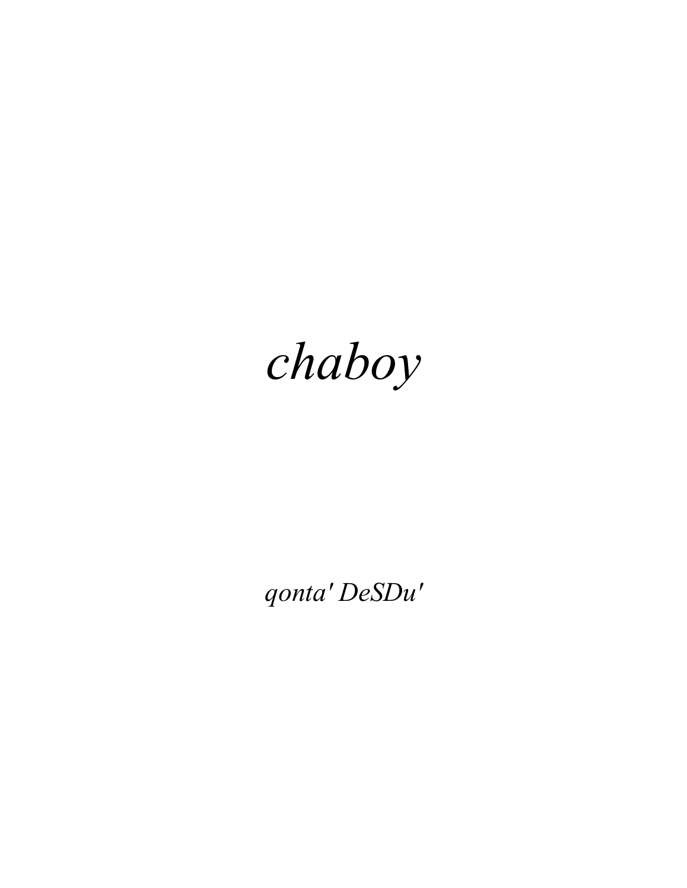# *chaboy*

*qonta' DeSDu'*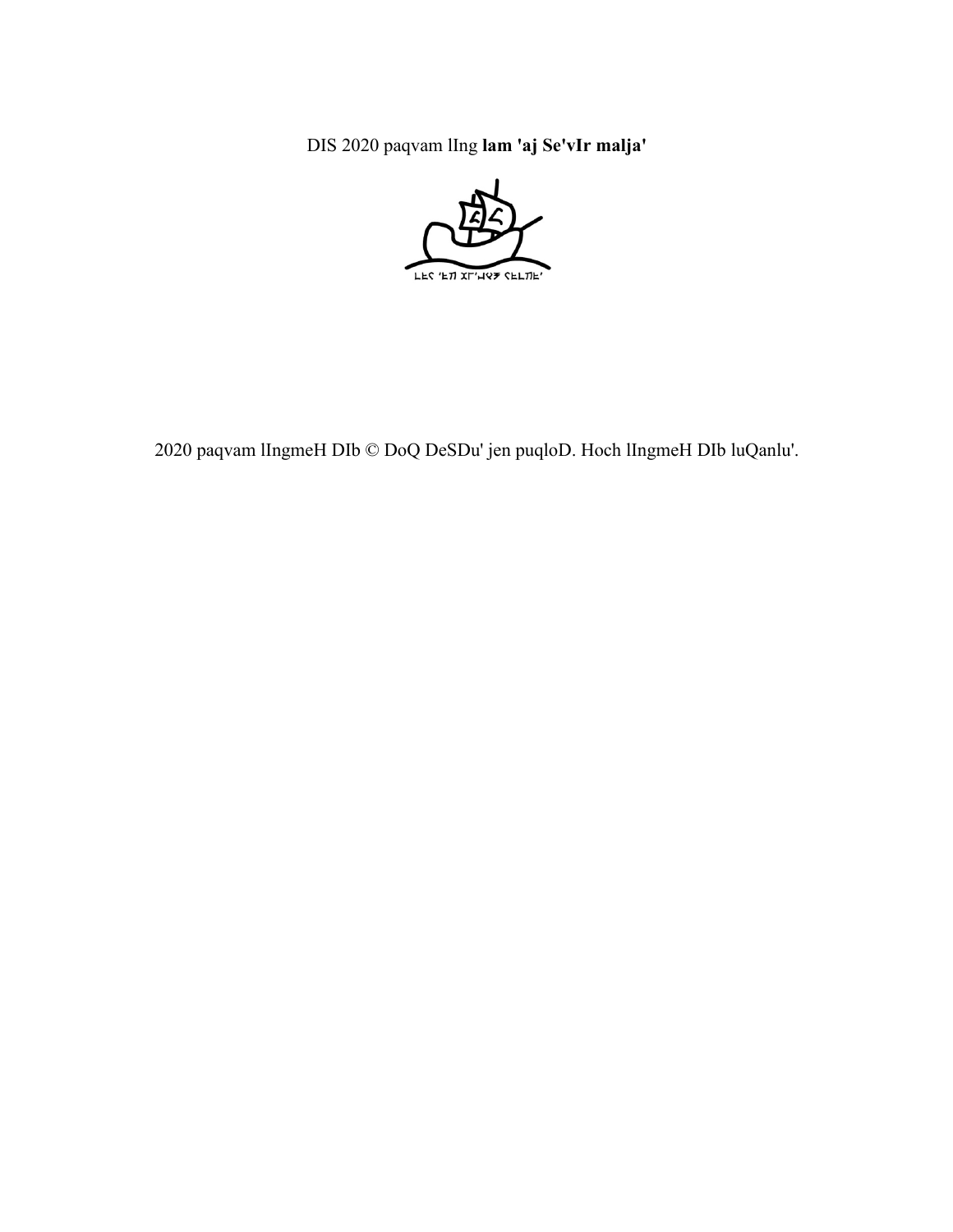DIS 2020 paqvam lIng **lam 'aj Se'vIr malja'**

2020 paqvam lIngmeH DIb © DoQ DeSDu' jen puqloD. Hoch lIngmeH DIb luQanlu'.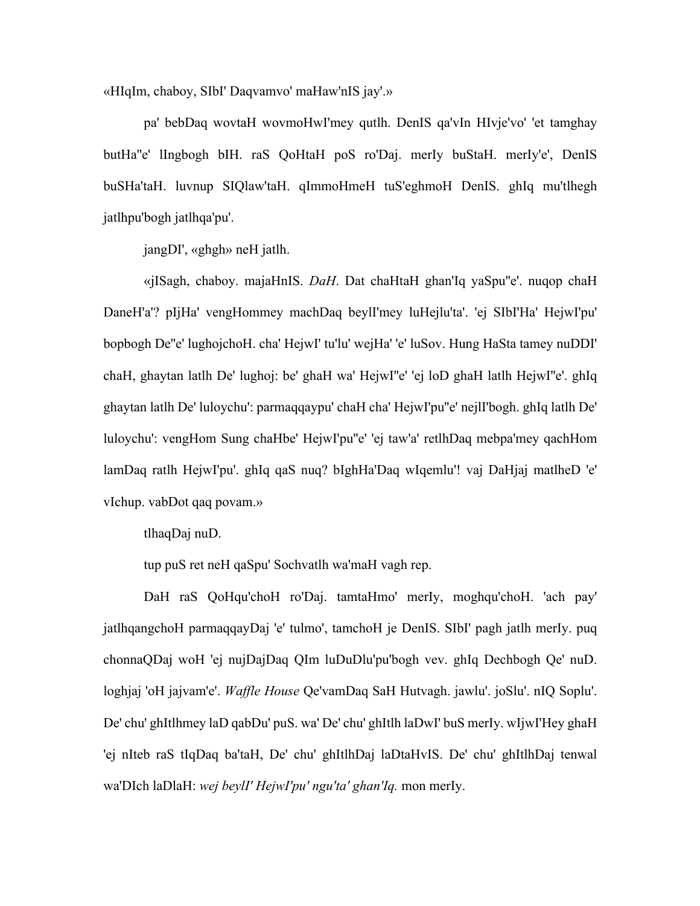«HIqIm, chaboy, SIbI' Daqvamvo' maHaw'nIS jay'.»

pa' bebDaq wovtaH wovmoHwI'mey qutlh. DenIS qa'vIn HIvje'vo' 'et tamghay butHa''e' lIngbogh bIH. raS QoHtaH poS ro'Daj. merIy buStaH. merIy'e', DenIS buSHa'taH. luvnup SIQlaw'taH. qImmoHmeH tuS'eghmoH DenIS. ghIq mu'tlhegh jatlhpu'bogh jatlhqa'pu'.

jangDI', «ghgh» neH jatlh.

«jISagh, chaboy. majaHnIS. *DaH*. Dat chaHtaH ghan'Iq yaSpu''e'. nuqop chaH DaneH'a'? pIjHa' vengHommey machDaq beylI'mey luHejlu'ta'. 'ej SIbI'Ha' HejwI'pu' bopbogh De''e' lughojchoH. cha' HejwI' tu'lu' wejHa' 'e' luSov. Hung HaSta tamey nuDDI' chaH, ghaytan latlh De' lughoj: be' ghaH wa' HejwI''e' 'ej loD ghaH latlh HejwI''e'. ghIq ghaytan latlh De' luloychu': parmaqqaypu' chaH cha' HejwI'pu''e' nejlI'bogh. ghIq latlh De' luloychu': vengHom Sung chaHbe' HejwI'pu''e' 'ej taw'a' retlhDaq mebpa'mey qachHom lamDaq ratlh HejwI'pu'. ghIq qaS nuq? bIghHa'Daq wIqemlu'! vaj DaHjaj matlheD 'e' vIchup. vabDot qaq povam.»

tlhaqDaj nuD.

tup puS ret neH qaSpu' Sochvatlh wa'maH vagh rep.

DaH raS QoHqu'choH ro'Daj. tamtaHmo' merIy, moghqu'choH. 'ach pay' jatlhqangchoH parmaqqayDaj 'e' tulmo', tamchoH je DenIS. SIbI' pagh jatlh merIy. puq chonnaQDaj woH 'ej nujDajDaq QIm luDuDlu'pu'bogh vev. ghIq Dechbogh Qe' nuD. loghjaj 'oH jajvam'e'. *Waffle House* Qe'vamDaq SaH Hutvagh. jawlu'. joSlu'. nIQ Soplu'. De' chu' ghItlhmey laD qabDu' puS. wa' De' chu' ghItlh laDwI' buS merIy. wIjwI'Hey ghaH 'ej nIteb raS tIqDaq ba'taH, De' chu' ghItlhDaj laDtaHvIS. De' chu' ghItlhDaj tenwal wa'DIch laDlaH: *wej beylI' HejwI'pu' ngu'ta' ghan'Iq.* mon merIy.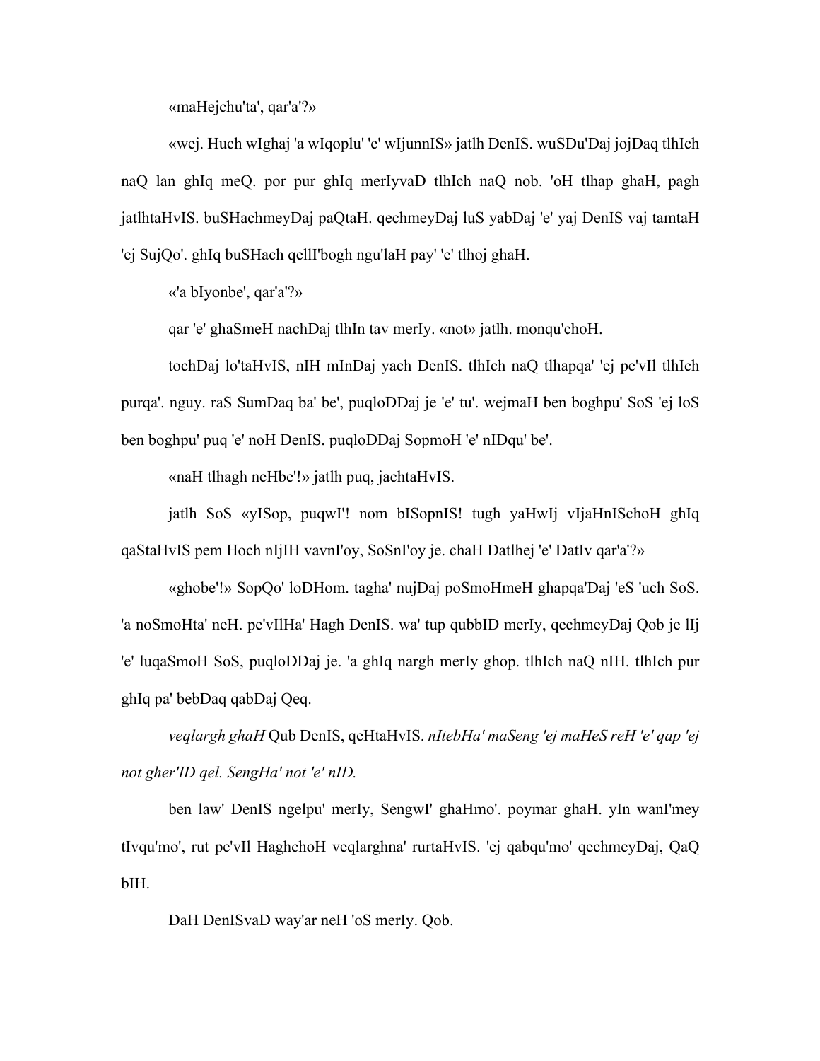«maHejchu'ta', qar'a'?»

«wej. Huch wIghaj 'a wIqoplu' 'e' wIjunnIS» jatlh DenIS. wuSDu'Daj jojDaq tlhIch naQ lan ghIq meQ. por pur ghIq merIyvaD tlhIch naQ nob. 'oH tlhap ghaH, pagh jatlhtaHvIS. buSHachmeyDaj paQtaH. qechmeyDaj luS yabDaj 'e' yaj DenIS vaj tamtaH 'ej SujQo'. ghIq buSHach qellI'bogh ngu'laH pay' 'e' tlhoj ghaH.

«'a bIyonbe', qar'a'?»

qar 'e' ghaSmeH nachDaj tlhIn tav merIy. «not» jatlh. monqu'choH.

tochDaj lo'taHvIS, nIH mInDaj yach DenIS. tlhIch naQ tlhapqa' 'ej pe'vIl tlhIch purqa'. nguy. raS SumDaq ba' be', puqloDDaj je 'e' tu'. wejmaH ben boghpu' SoS 'ej loS ben boghpu' puq 'e' noH DenIS. puqloDDaj SopmoH 'e' nIDqu' be'.

«naH tlhagh neHbe'!» jatlh puq, jachtaHvIS.

jatlh SoS «yISop, puqwI'! nom bISopnIS! tugh yaHwIj vIjaHnISchoH ghIq qaStaHvIS pem Hoch nIjIH vavnI'oy, SoSnI'oy je. chaH Datlhej 'e' DatIv qar'a'?»

«ghobe'!» SopQo' loDHom. tagha' nujDaj poSmoHmeH ghapqa'Daj 'eS 'uch SoS. 'a noSmoHta' neH. pe'vIlHa' Hagh DenIS. wa' tup qubbID merIy, qechmeyDaj Qob je lIj 'e' luqaSmoH SoS, puqloDDaj je. 'a ghIq nargh merIy ghop. tlhIch naQ nIH. tlhIch pur ghIq pa' bebDaq qabDaj Qeq.

*veqlargh ghaH* Qub DenIS, qeHtaHvIS. *nItebHa' maSeng 'ej maHeS reH 'e' qap 'ej not gher'ID qel. SengHa' not 'e' nID.*

ben law' DenIS ngelpu' merIy, SengwI' ghaHmo'. poymar ghaH. yIn wanI'mey tIvqu'mo', rut pe'vIl HaghchoH veqlarghna' rurtaHvIS. 'ej qabqu'mo' qechmeyDaj, QaQ bIH.

DaH DenISvaD way'ar neH 'oS merIy. Qob.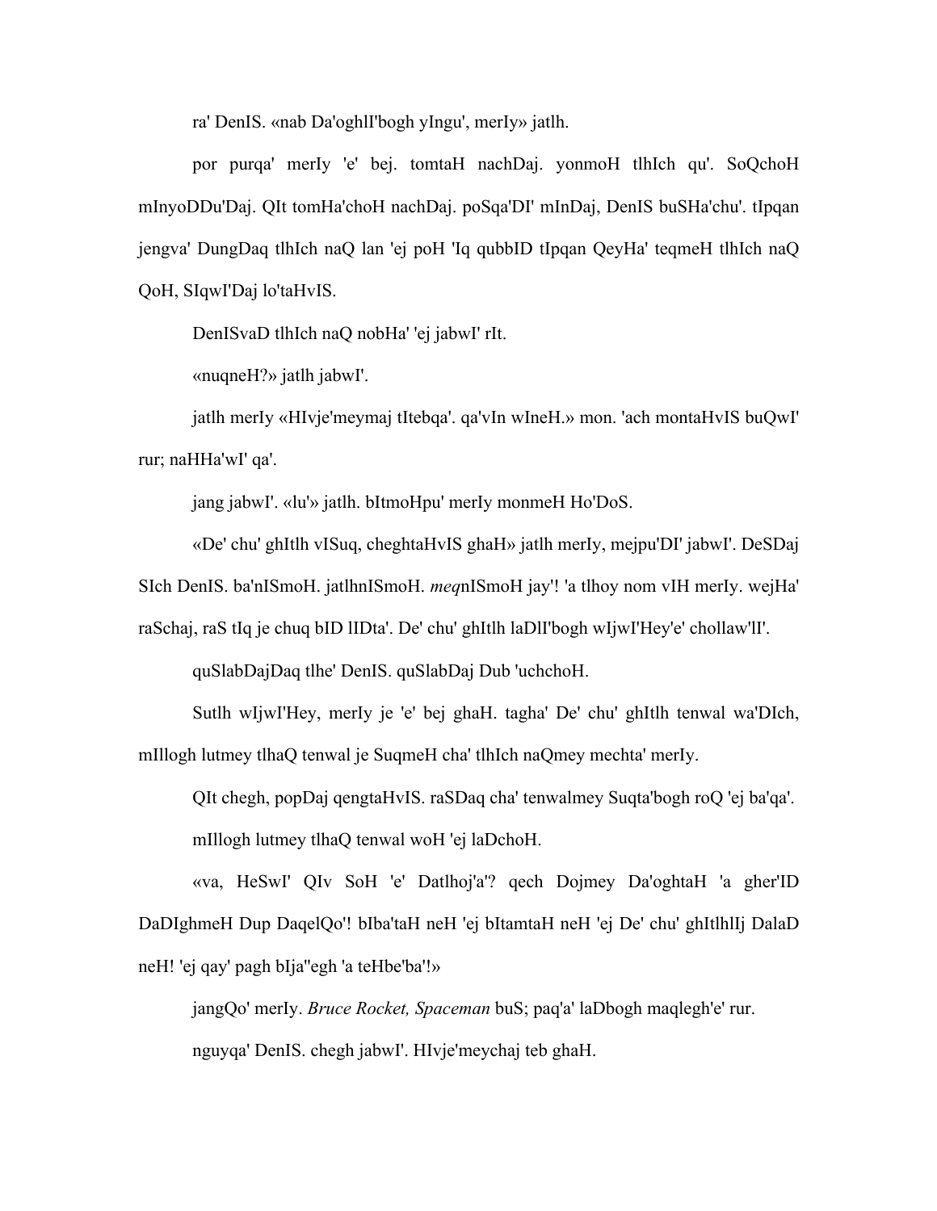ra' DenIS. «nab Da'oghlI'bogh yIngu', merIy» jatlh.

por purqa' merIy 'e' bej. tomtaH nachDaj. yonmoH tlhIch qu'. SoQchoH mInyoDDu'Daj. QIt tomHa'choH nachDaj. poSqa'DI' mInDaj, DenIS buSHa'chu'. tIpqan jengva' DungDaq tlhIch naQ lan 'ej poH 'Iq qubbID tIpqan QeyHa' teqmeH tlhIch naQ QoH, SIqwI'Daj lo'taHvIS.

DenISvaD tlhIch naQ nobHa' 'ej jabwI' rIt.

«nuqneH?» jatlh jabwI'.

jatlh merIy «HIvje'meymaj tItebqa'. qa'vIn wIneH.» mon. 'ach montaHvIS buQwI' rur; naHHa'wI' qa'.

jang jabwI'. «lu'» jatlh. bItmoHpu' merIy monmeH Ho'DoS.

«De' chu' ghItlh vISuq, cheghtaHvIS ghaH» jatlh merIy, mejpu'DI' jabwI'. DeSDaj SIch DenIS. ba'nISmoH. jatlhnISmoH. *meq*nISmoH jay'! 'a tlhoy nom vIH merIy. wejHa' raSchaj, raS tIq je chuq bID lIDta'. De' chu' ghItlh laDlI'bogh wIjwI'Hey'e' chollaw'lI'.

quSlabDajDaq tlhe' DenIS. quSlabDaj Dub 'uchchoH.

Sutlh wIjwI'Hey, merIy je 'e' bej ghaH. tagha' De' chu' ghItlh tenwal wa'DIch, mIllogh lutmey tlhaQ tenwal je SuqmeH cha' tlhIch naQmey mechta' merIy.

QIt chegh, popDaj qengtaHvIS. raSDaq cha' tenwalmey Suqta'bogh roQ 'ej ba'qa'.

mIllogh lutmey tlhaQ tenwal woH 'ej laDchoH.

«va, HeSwI' QIv SoH 'e' Datlhoj'a'? qech Dojmey Da'oghtaH 'a gher'ID DaDIghmeH Dup DaqelQo'! bIba'taH neH 'ej bItamtaH neH 'ej De' chu' ghItlhlIj DalaD neH! 'ej qay' pagh bIja''egh 'a teHbe'ba'!»

jangQo' merIy. *Bruce Rocket, Spaceman* buS; paq'a' laDbogh maqlegh'e' rur.

nguyqa' DenIS. chegh jabwI'. HIvje'meychaj teb ghaH.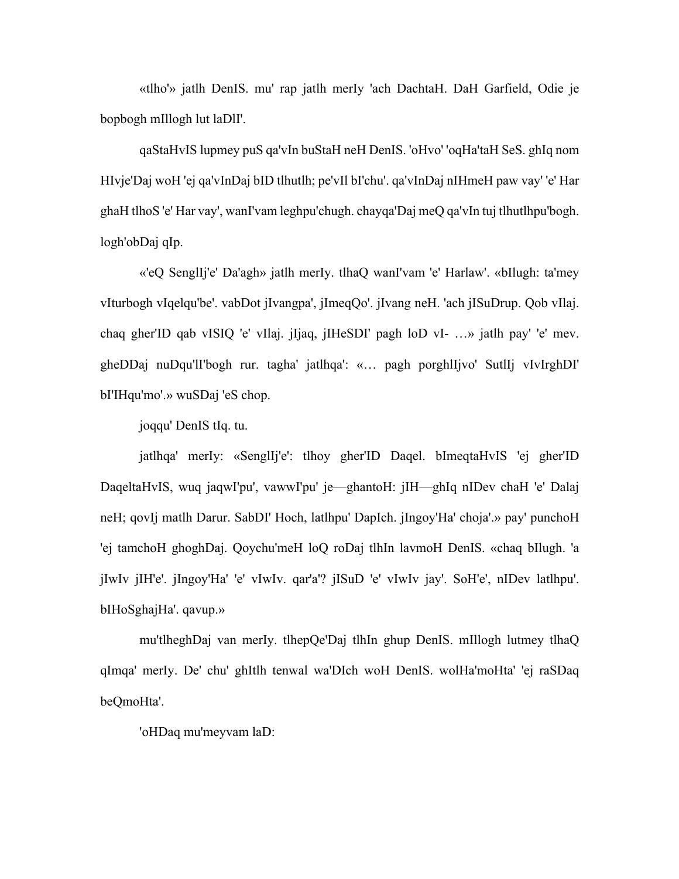«tlho'» jatlh DenIS. mu' rap jatlh merIy 'ach DachtaH. DaH Garfield, Odie je bopbogh mIllogh lut laDlI'.

qaStaHvIS lupmey puS qa'vIn buStaH neH DenIS. 'oHvo' 'oqHa'taH SeS. ghIq nom HIvje'Daj woH 'ej qa'vInDaj bID tlhutlh; pe'vIl bI'chu'. qa'vInDaj nIHmeH paw vay' 'e' Har ghaH tlhoS 'e' Har vay', wanI'vam leghpu'chugh. chayqa'Daj meQ qa'vIn tuj tlhutlhpu'bogh. logh'obDaj qIp.

«'eQ SenglIj'e' Da'agh» jatlh merIy. tlhaQ wanI'vam 'e' Harlaw'. «bIlugh: ta'mey vIturbogh vIqelqu'be'. vabDot jIvangpa', jImeqQo'. jIvang neH. 'ach jISuDrup. Qob vIlaj. chaq gher'ID qab vISIQ 'e' vIlaj. jIjaq, jIHeSDI' pagh loD vI- …» jatlh pay' 'e' mev. gheDDaj nuDqu'lI'bogh rur. tagha' jatlhqa': «… pagh porghlIjvo' SutlIj vIvIrghDI' bI'IHqu'mo'.» wuSDaj 'eS chop.

joqqu' DenIS tIq. tu.

jatlhqa' merIy: «SenglIj'e': tlhoy gher'ID Daqel. bImeqtaHvIS 'ej gher'ID DaqeltaHvIS, wuq jaqwI'pu', vawwI'pu' je—ghantoH: jIH—ghIq nIDev chaH 'e' Dalaj neH; qovIj matlh Darur. SabDI' Hoch, latlhpu' DapIch. jIngoy'Ha' choja'.» pay' punchoH 'ej tamchoH ghoghDaj. Qoychu'meH loQ roDaj tlhIn lavmoH DenIS. «chaq bIlugh. 'a jIwIv jIH'e'. jIngoy'Ha' 'e' vIwIv. qar'a'? jISuD 'e' vIwIv jay'. SoH'e', nIDev latlhpu'. bIHoSghajHa'. qavup.»

mu'tlheghDaj van merIy. tlhepQe'Daj tlhIn ghup DenIS. mIllogh lutmey tlhaQ qImqa' merIy. De' chu' ghItlh tenwal wa'DIch woH DenIS. wolHa'moHta' 'ej raSDaq beQmoHta'.

'oHDaq mu'meyvam laD: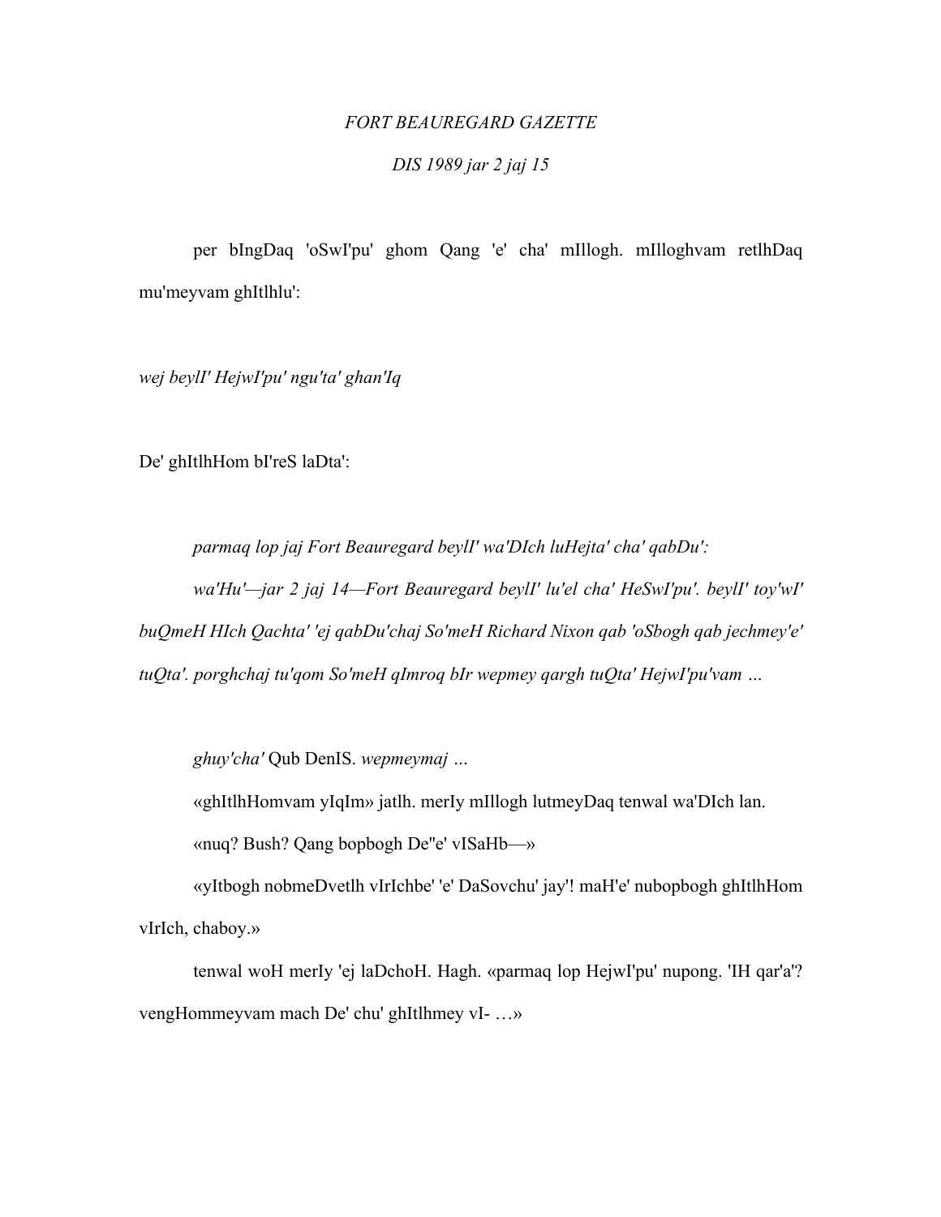*FORT BEAUREGARD GAZETTE*

*DIS 1989 jar 2 jaj 15*

per bIngDaq 'oSwI'pu' ghom Qang 'e' cha' mIllogh. mIlloghvam retlhDaq mu'meyvam ghItlhlu':

*wej beylI' HejwI'pu' ngu'ta' ghan'Iq*

De' ghItlhHom bI'reS laDta':

*parmaq lop jaj Fort Beauregard beylI' wa'DIch luHejta' cha' qabDu':*

*wa'Hu'—jar 2 jaj 14—Fort Beauregard beylI' lu'el cha' HeSwI'pu'. beylI' toy'wI' buQmeH HIch Qachta' 'ej qabDu'chaj So'meH Richard Nixon qab 'oSbogh qab jechmey'e' tuQta'. porghchaj tu'qom So'meH qImroq bIr wepmey qargh tuQta' HejwI'pu'vam …*

*ghuy'cha'* Qub DenIS. *wepmeymaj …*

«ghItlhHomvam yIqIm» jatlh. merIy mIllogh lutmeyDaq tenwal wa'DIch lan.

«nuq? Bush? Qang bopbogh De''e' vISaHb—»

«yItbogh nobmeDvetlh vIrIchbe' 'e' DaSovchu' jay'! maH'e' nubopbogh ghItlhHom vIrIch, chaboy.»

tenwal woH merIy 'ej laDchoH. Hagh. «parmaq lop HejwI'pu' nupong. 'IH qar'a'? vengHommeyvam mach De' chu' ghItlhmey vI- …»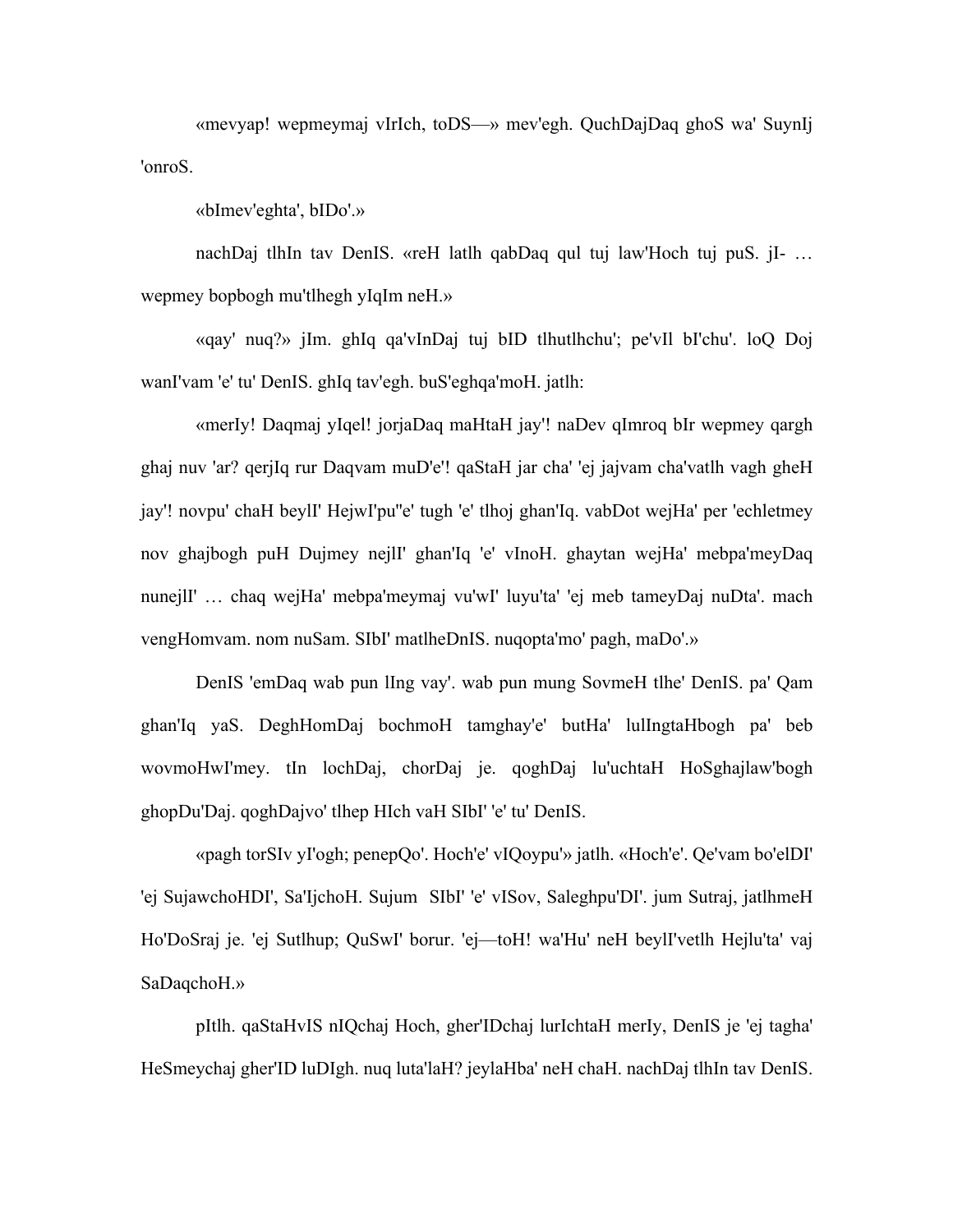«mevyap! wepmeymaj vIrIch, toDS—» mev'egh. QuchDajDaq ghoS wa' SuynIj 'onroS.

«bImev'eghta', bIDo'.»

nachDaj tlhIn tav DenIS. «reH latlh qabDaq qul tuj law'Hoch tuj puS. jI- … wepmey bopbogh mu'tlhegh yIqIm neH.»

«qay' nuq?» jIm. ghIq qa'vInDaj tuj bID tlhutlhchu'; pe'vIl bI'chu'. loQ Doj wanI'vam 'e' tu' DenIS. ghIq tav'egh. buS'eghqa'moH. jatlh:

«merIy! Daqmaj yIqel! jorjaDaq maHtaH jay'! naDev qImroq bIr wepmey qargh ghaj nuv 'ar? qerjIq rur Daqvam muD'e'! qaStaH jar cha' 'ej jajvam cha'vatlh vagh gheH jay'! novpu' chaH beylI' HejwI'pu''e' tugh 'e' tlhoj ghan'Iq. vabDot wejHa' per 'echletmey nov ghajbogh puH Dujmey nejlI' ghan'Iq 'e' vInoH. ghaytan wejHa' mebpa'meyDaq nunejlI' … chaq wejHa' mebpa'meymaj vu'wI' luyu'ta' 'ej meb tameyDaj nuDta'. mach vengHomvam. nom nuSam. SIbI' matlheDnIS. nuqopta'mo' pagh, maDo'.»

DenIS 'emDaq wab pun lIng vay'. wab pun mung SovmeH tlhe' DenIS. pa' Qam ghan'Iq yaS. DeghHomDaj bochmoH tamghay'e' butHa' lulIngtaHbogh pa' beb wovmoHwI'mey. tIn lochDaj, chorDaj je. qoghDaj lu'uchtaH HoSghajlaw'bogh ghopDu'Daj. qoghDajvo' tlhep HIch vaH SIbI' 'e' tu' DenIS.

«pagh torSIv yI'ogh; penepQo'. Hoch'e' vIQoypu'» jatlh. «Hoch'e'. Qe'vam bo'elDI' 'ej SujawchoHDI', Sa'IjchoH. Sujum SIbI' 'e' vISov, Saleghpu'DI'. jum Sutraj, jatlhmeH Ho'DoSraj je. 'ej Sutlhup; QuSwI' borur. 'ej—toH! wa'Hu' neH beylI'vetlh Hejlu'ta' vaj SaDaqchoH.»

pItlh. qaStaHvIS nIQchaj Hoch, gher'IDchaj lurIchtaH merIy, DenIS je 'ej tagha' HeSmeychaj gher'ID luDIgh. nuq luta'laH? jeylaHba' neH chaH. nachDaj tlhIn tav DenIS.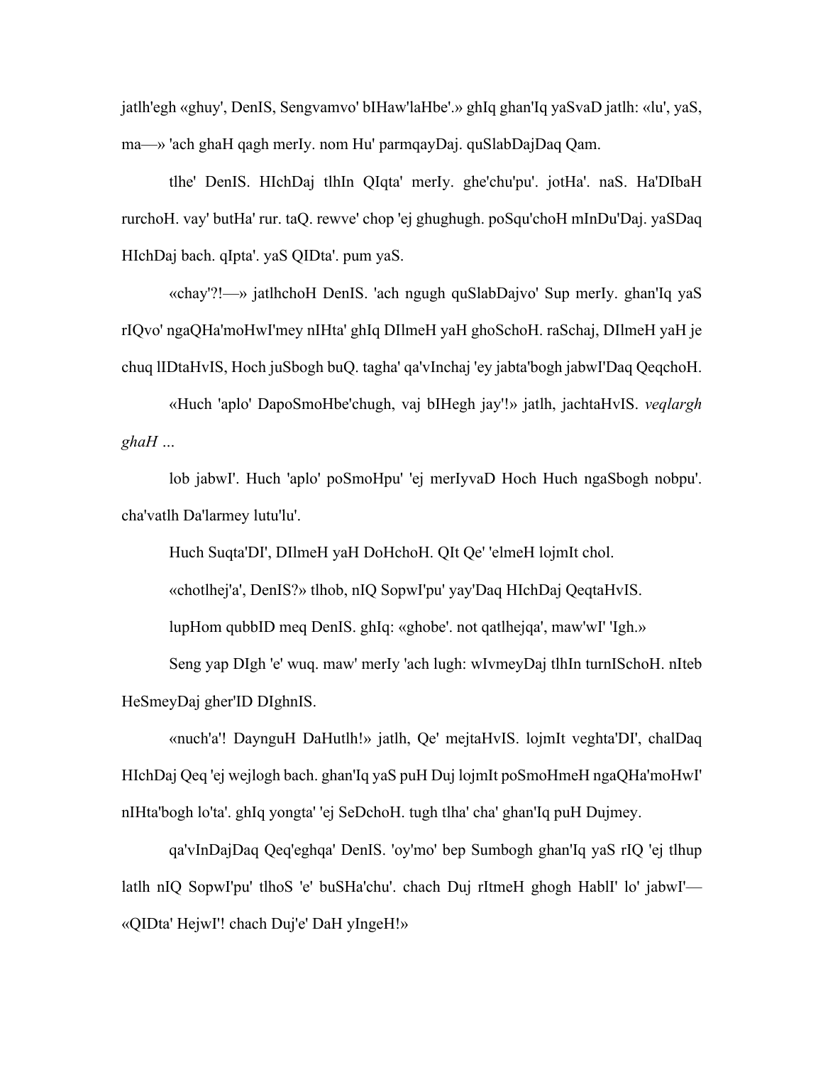jatlh'egh «ghuy', DenIS, Sengvamvo' bIHaw'laHbe'.» ghIq ghan'Iq yaSvaD jatlh: «lu', yaS, ma—» 'ach ghaH qagh merIy. nom Hu' parmqayDaj. quSlabDajDaq Qam.

tlhe' DenIS. HIchDaj tlhIn QIqta' merIy. ghe'chu'pu'. jotHa'. naS. Ha'DIbaH rurchoH. vay' butHa' rur. taQ. rewve' chop 'ej ghughugh. poSqu'choH mInDu'Daj. yaSDaq HIchDaj bach. qIpta'. yaS QIDta'. pum yaS.

«chay'?!—» jatlhchoH DenIS. 'ach ngugh quSlabDajvo' Sup merIy. ghan'Iq yaS rIQvo' ngaQHa'moHwI'mey nIHta' ghIq DIlmeH yaH ghoSchoH. raSchaj, DIlmeH yaH je chuq lIDtaHvIS, Hoch juSbogh buQ. tagha' qa'vInchaj 'ey jabta'bogh jabwI'Daq QeqchoH.

«Huch 'aplo' DapoSmoHbe'chugh, vaj bIHegh jay'!» jatlh, jachtaHvIS. *veqlargh ghaH ...*

lob jabwI'. Huch 'aplo' poSmoHpu' 'ej merIyvaD Hoch Huch ngaSbogh nobpu'. cha'vatlh Da'larmey lutu'lu'.

Huch Suqta'DI', DIlmeH yaH DoHchoH. QIt Qe' 'elmeH lojmIt chol.

«chotlhej'a', DenIS?» tlhob, nIQ SopwI'pu' yay'Daq HIchDaj QeqtaHvIS.

lupHom qubbID meq DenIS. ghIq: «ghobe'. not qatlhejqa', maw'wI' 'Igh.»

Seng yap DIgh 'e' wuq. maw' merIy 'ach lugh: wIvmeyDaj tlhIn turnISchoH. nIteb HeSmeyDaj gher'ID DIghnIS.

«nuch'a'! DaynguH DaHutlh!» jatlh, Qe' mejtaHvIS. lojmIt veghta'DI', chalDaq HIchDaj Qeq 'ej wejlogh bach. ghan'Iq yaS puH Duj lojmIt poSmoHmeH ngaQHa'moHwI' nIHta'bogh lo'ta'. ghIq yongta' 'ej SeDchoH. tugh tlha' cha' ghan'Iq puH Dujmey.

qa'vInDajDaq Qeq'eghqa' DenIS. 'oy'mo' bep Sumbogh ghan'Iq yaS rIQ 'ej tlhup latlh nIQ SopwI'pu' tlhoS 'e' buSHa'chu'. chach Duj rItmeH ghogh HablI' lo' jabwI'—«QIDta' HejwI'! chach Duj'e' DaH yIngeH!»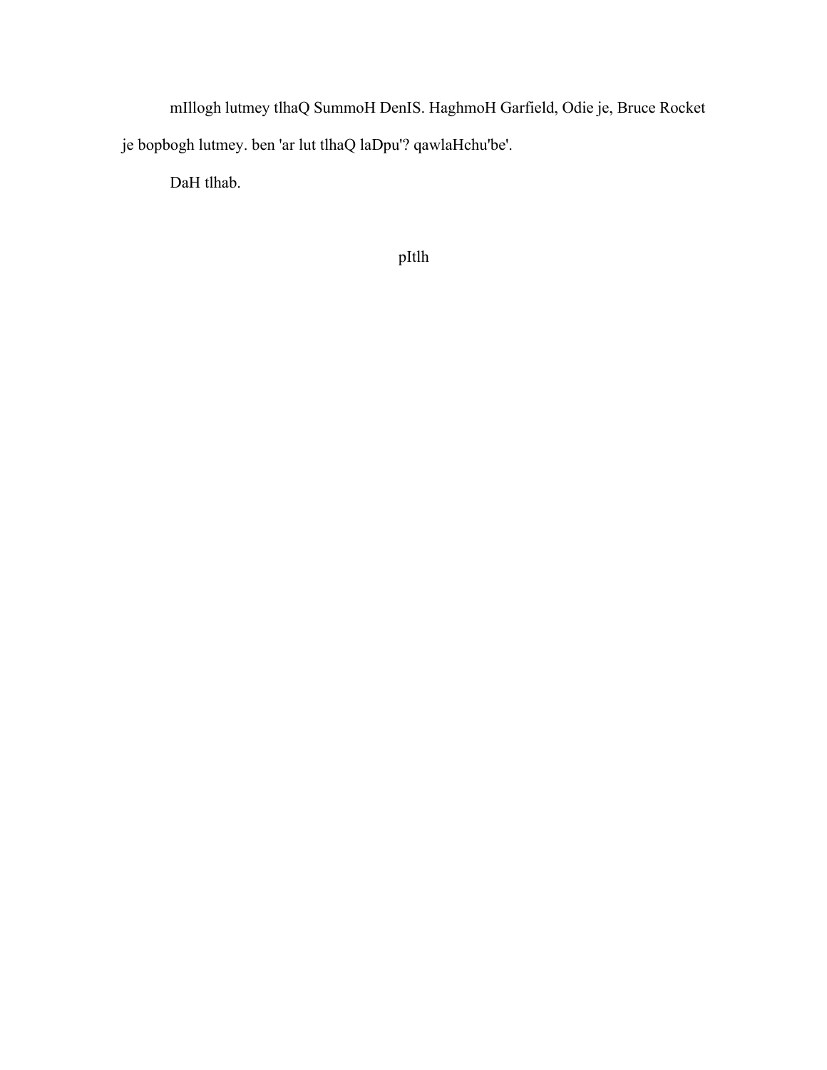mIllogh lutmey tlhaQ SummoH DenIS. HaghmoH Garfield, Odie je, Bruce Rocket je bopbogh lutmey. ben 'ar lut tlhaQ laDpu'? qawlaHchu'be'.

DaH tlhab.

pItlh